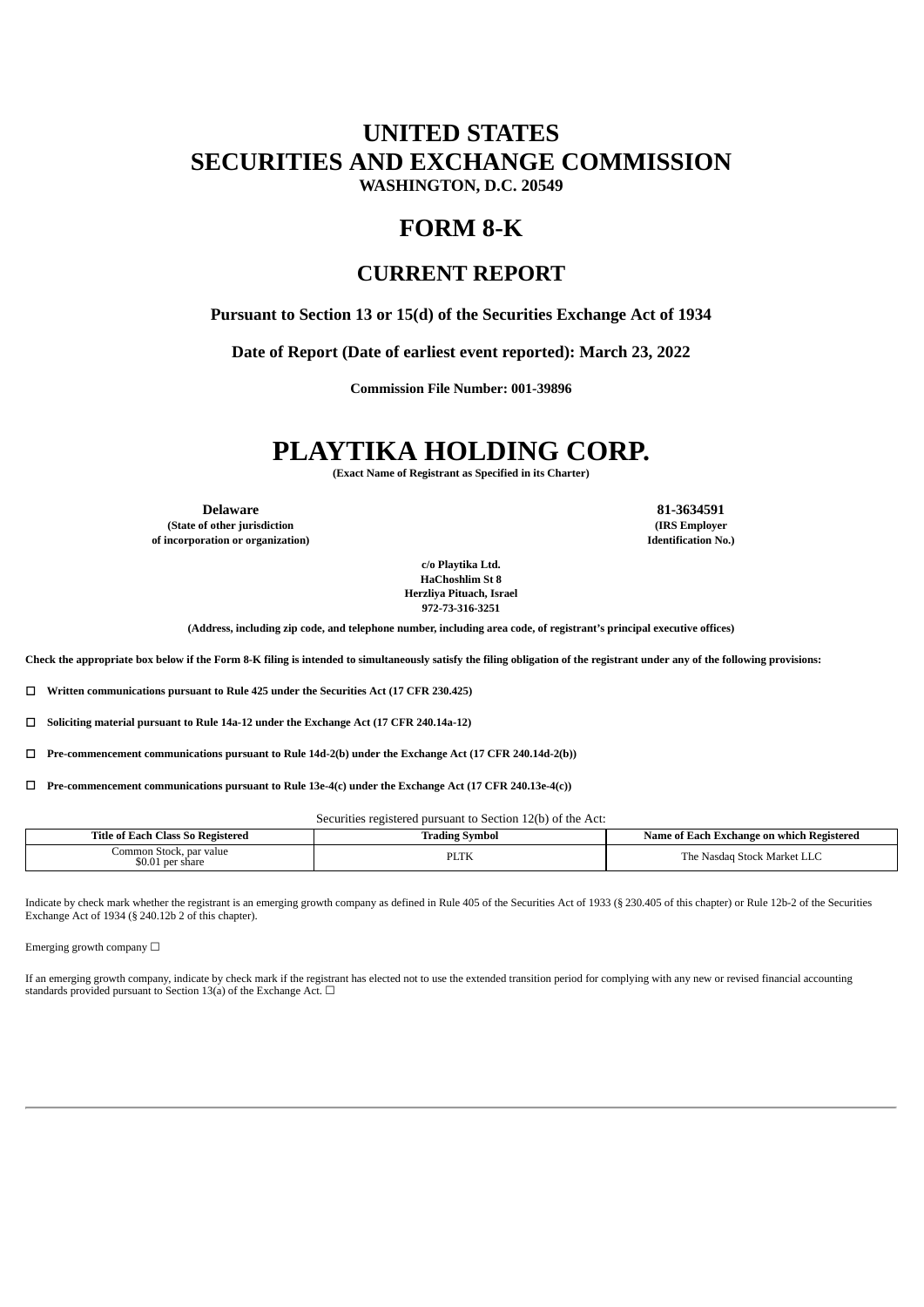# UNITED STATES
# SECURITIES AND EXCHANGE COMMISSION
**WASHINGTON, D.C. 20549**

# FORM 8-K

## CURRENT REPORT

**Pursuant to Section 13 or 15(d) of the Securities Exchange Act of 1934**

**Date of Report (Date of earliest event reported): March 23, 2022**

**Commission File Number: 001-39896**

# PLAYTIKA HOLDING CORP.

**(Exact Name of Registrant as Specified in its Charter)**

| **Delaware** | **81-3634591** |
|---|---|
| **(State of other jurisdiction of incorporation or organization)** | **(IRS Employer Identification No.)** |

**c/o Playtika Ltd.**
**HaChoshlim St 8**
**Herzliya Pituach, Israel**
**972-73-316-3251**

**(Address, including zip code, and telephone number, including area code, of registrant's principal executive offices)**

**Check the appropriate box below if the Form 8-K filing is intended to simultaneously satisfy the filing obligation of the registrant under any of the following provisions:**

☐ **Written communications pursuant to Rule 425 under the Securities Act (17 CFR 230.425)**

☐ **Soliciting material pursuant to Rule 14a-12 under the Exchange Act (17 CFR 240.14a-12)**

☐ **Pre-commencement communications pursuant to Rule 14d-2(b) under the Exchange Act (17 CFR 240.14d-2(b))**

☐ **Pre-commencement communications pursuant to Rule 13e-4(c) under the Exchange Act (17 CFR 240.13e-4(c))**

Securities registered pursuant to Section 12(b) of the Act:

| Title of Each Class So Registered | Trading Symbol | Name of Each Exchange on which Registered |
|---|---|---|
| Common Stock, par value $0.01 per share | PLTK | The Nasdaq Stock Market LLC |

Indicate by check mark whether the registrant is an emerging growth company as defined in Rule 405 of the Securities Act of 1933 (§ 230.405 of this chapter) or Rule 12b-2 of the Securities Exchange Act of 1934 (§ 240.12b 2 of this chapter).

Emerging growth company ☐

If an emerging growth company, indicate by check mark if the registrant has elected not to use the extended transition period for complying with any new or revised financial accounting standards provided pursuant to Section 13(a) of the Exchange Act. ☐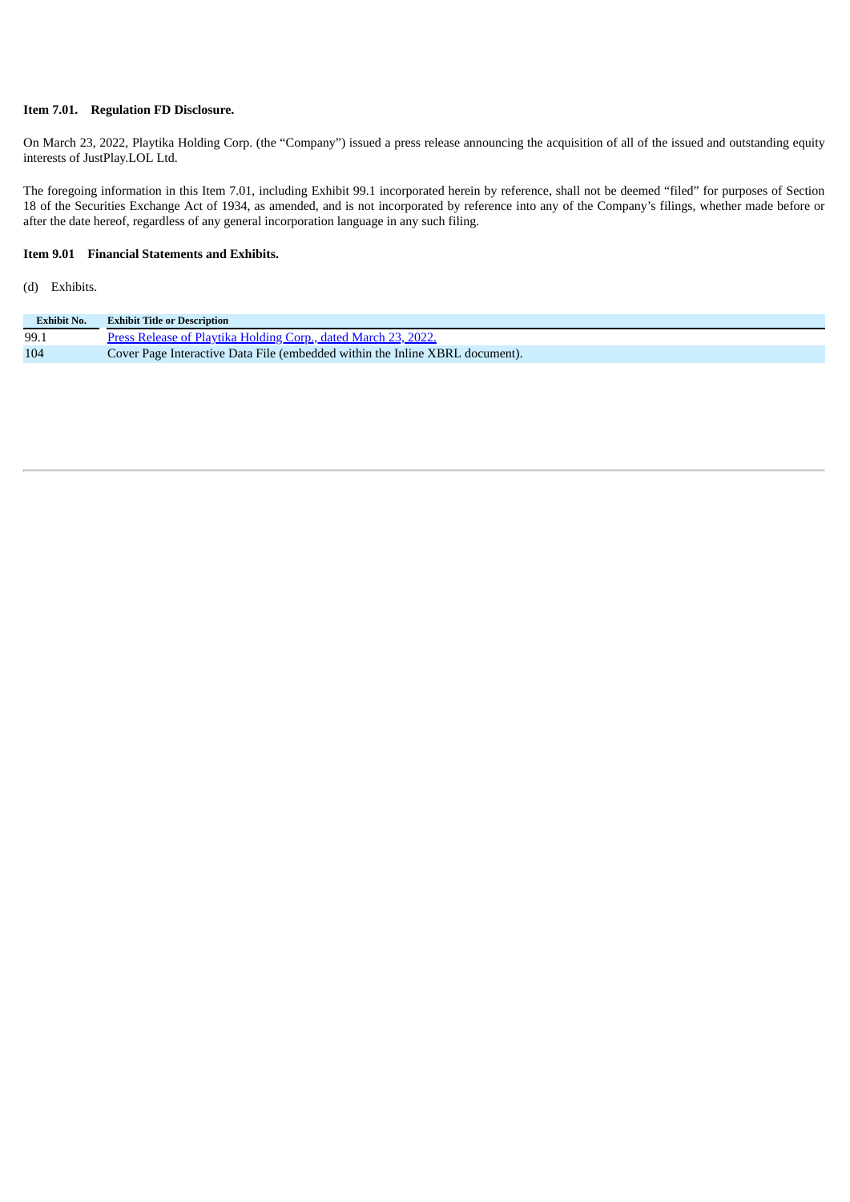**Item 7.01. Regulation FD Disclosure.**

On March 23, 2022, Playtika Holding Corp. (the "Company") issued a press release announcing the acquisition of all of the issued and outstanding equity interests of JustPlay.LOL Ltd.

The foregoing information in this Item 7.01, including Exhibit 99.1 incorporated herein by reference, shall not be deemed "filed" for purposes of Section 18 of the Securities Exchange Act of 1934, as amended, and is not incorporated by reference into any of the Company's filings, whether made before or after the date hereof, regardless of any general incorporation language in any such filing.

**Item 9.01 Financial Statements and Exhibits.**

(d) Exhibits.

| Exhibit No. | Exhibit Title or Description |
|---|---|
| 99.1 | Press Release of Playtika Holding Corp., dated March 23, 2022. |
| 104 | Cover Page Interactive Data File (embedded within the Inline XBRL document). |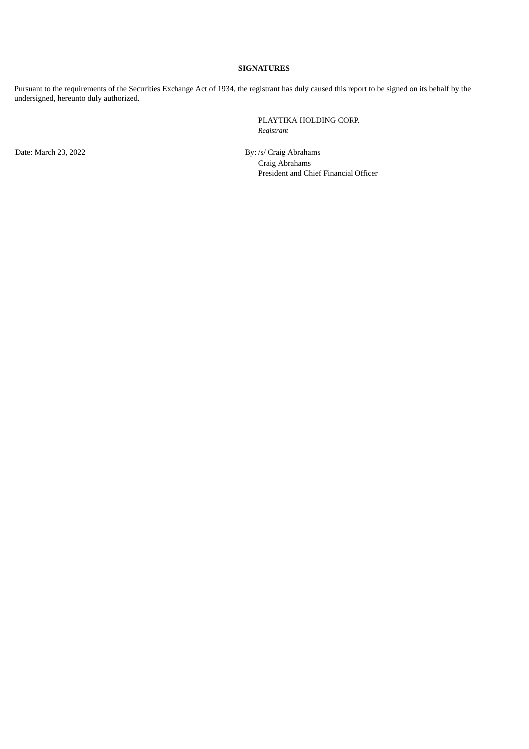**SIGNATURES**

Pursuant to the requirements of the Securities Exchange Act of 1934, the registrant has duly caused this report to be signed on its behalf by the undersigned, hereunto duly authorized.

PLAYTIKA HOLDING CORP.
*Registrant*

Date: March 23, 2022

By: /s/ Craig Abrahams
Craig Abrahams
President and Chief Financial Officer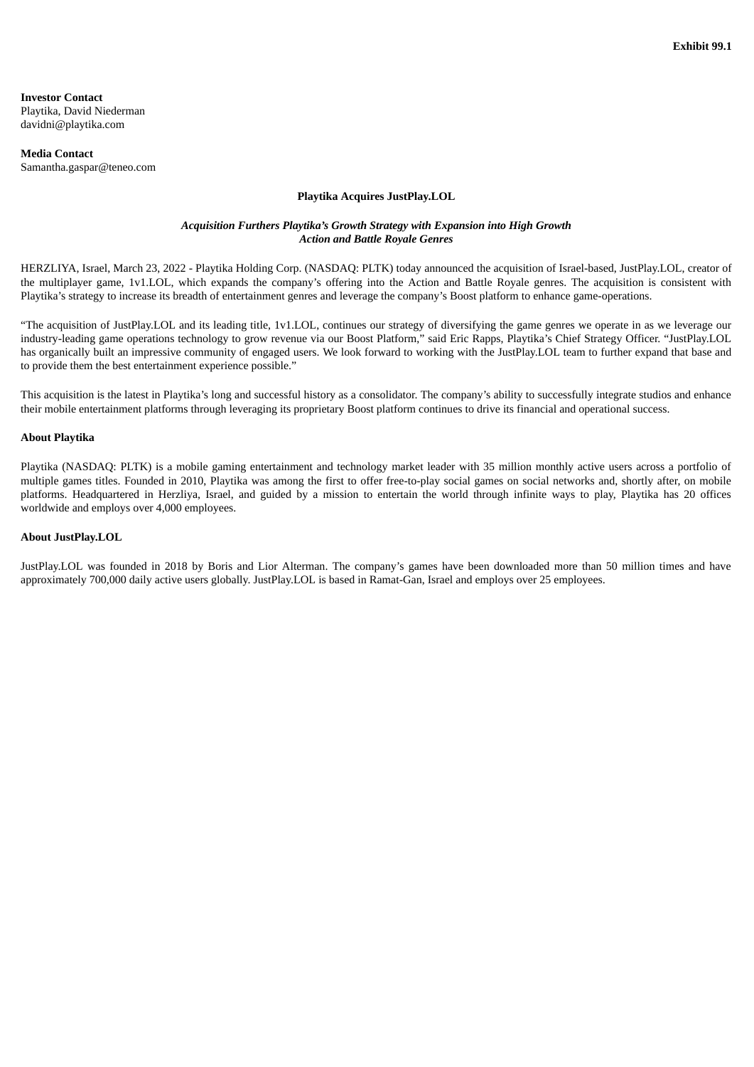**Exhibit 99.1**

**Investor Contact**
Playtika, David Niederman
davidni@playtika.com

**Media Contact**
Samantha.gaspar@teneo.com

## Playtika Acquires JustPlay.LOL

***Acquisition Furthers Playtika's Growth Strategy with Expansion into High Growth Action and Battle Royale Genres***

HERZLIYA, Israel, March 23, 2022 - Playtika Holding Corp. (NASDAQ: PLTK) today announced the acquisition of Israel-based, JustPlay.LOL, creator of the multiplayer game, 1v1.LOL, which expands the company's offering into the Action and Battle Royale genres. The acquisition is consistent with Playtika's strategy to increase its breadth of entertainment genres and leverage the company's Boost platform to enhance game-operations.

"The acquisition of JustPlay.LOL and its leading title, 1v1.LOL, continues our strategy of diversifying the game genres we operate in as we leverage our industry-leading game operations technology to grow revenue via our Boost Platform," said Eric Rapps, Playtika's Chief Strategy Officer. "JustPlay.LOL has organically built an impressive community of engaged users. We look forward to working with the JustPlay.LOL team to further expand that base and to provide them the best entertainment experience possible."

This acquisition is the latest in Playtika's long and successful history as a consolidator. The company's ability to successfully integrate studios and enhance their mobile entertainment platforms through leveraging its proprietary Boost platform continues to drive its financial and operational success.

**About Playtika**

Playtika (NASDAQ: PLTK) is a mobile gaming entertainment and technology market leader with 35 million monthly active users across a portfolio of multiple games titles. Founded in 2010, Playtika was among the first to offer free-to-play social games on social networks and, shortly after, on mobile platforms. Headquartered in Herzliya, Israel, and guided by a mission to entertain the world through infinite ways to play, Playtika has 20 offices worldwide and employs over 4,000 employees.

**About JustPlay.LOL**

JustPlay.LOL was founded in 2018 by Boris and Lior Alterman. The company's games have been downloaded more than 50 million times and have approximately 700,000 daily active users globally. JustPlay.LOL is based in Ramat-Gan, Israel and employs over 25 employees.